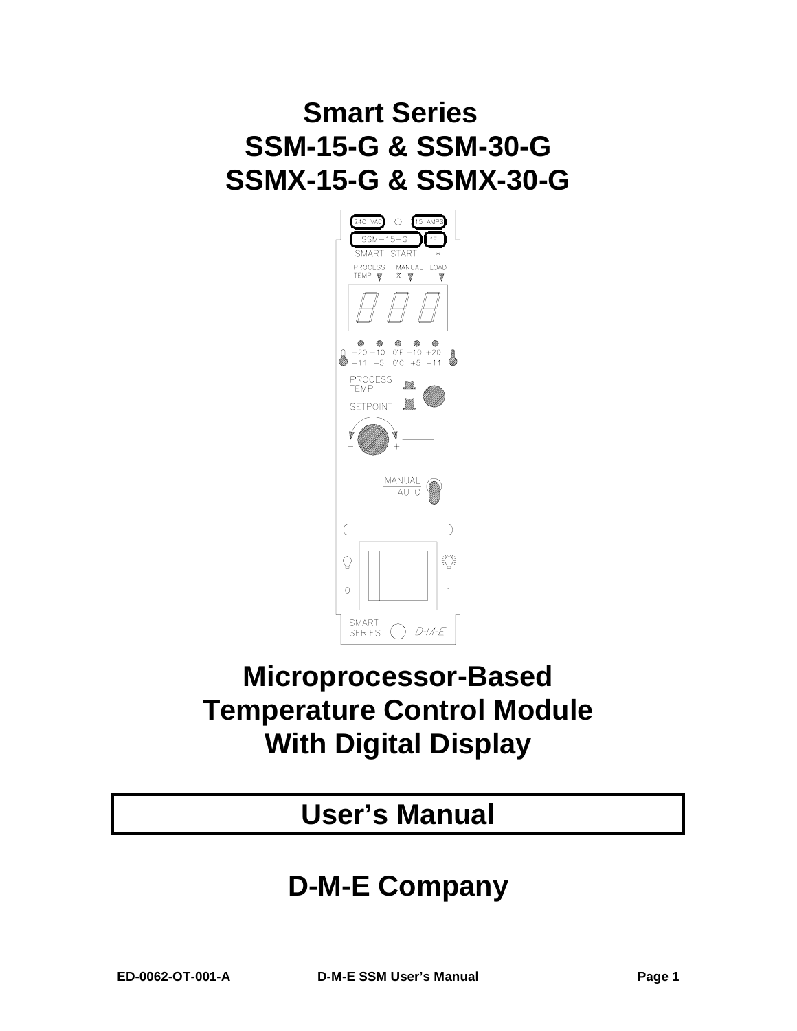# Smart Series
# SSM-15-G & SSM-30-G
# SSMX-15-G & SSMX-30-G

## Microprocessor-Based Temperature Control Module With Digital Display

## User's Manual

## D-M-E Company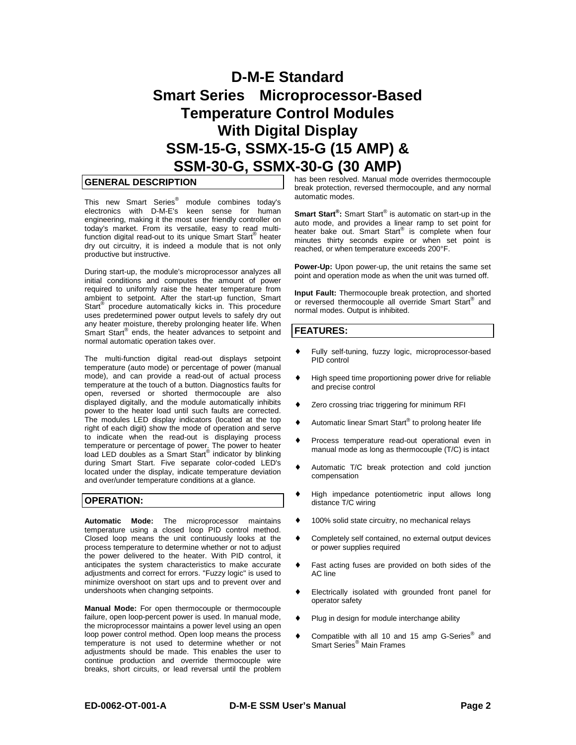# D-M-E Standard
# Smart Series Microprocessor-Based Temperature Control Modules With Digital Display
# SSM-15-G, SSMX-15-G (15 AMP) & SSM-30-G, SSMX-30-G (30 AMP)

## GENERAL DESCRIPTION

This new Smart Series® module combines today's electronics with D-M-E's keen sense for human engineering, making it the most user friendly controller on today's market. From its versatile, easy to read multi-function digital read-out to its unique Smart Start® heater dry out circuitry, it is indeed a module that is not only productive but instructive.

During start-up, the module's microprocessor analyzes all initial conditions and computes the amount of power required to uniformly raise the heater temperature from ambient to setpoint. After the start-up function, Smart Start® procedure automatically kicks in. This procedure uses predetermined power output levels to safely dry out any heater moisture, thereby prolonging heater life. When Smart Start® ends, the heater advances to setpoint and normal automatic operation takes over.

The multi-function digital read-out displays setpoint temperature (auto mode) or percentage of power (manual mode), and can provide a read-out of actual process temperature at the touch of a button. Diagnostics faults for open, reversed or shorted thermocouple are also displayed digitally, and the module automatically inhibits power to the heater load until such faults are corrected. The modules LED display indicators (located at the top right of each digit) show the mode of operation and serve to indicate when the read-out is displaying process temperature or percentage of power. The power to heater load LED doubles as a Smart Start® indicator by blinking during Smart Start. Five separate color-coded LED's located under the display, indicate temperature deviation and over/under temperature conditions at a glance.

## OPERATION:

**Automatic Mode:** The microprocessor maintains temperature using a closed loop PID control method. Closed loop means the unit continuously looks at the process temperature to determine whether or not to adjust the power delivered to the heater. With PID control, it anticipates the system characteristics to make accurate adjustments and correct for errors. "Fuzzy logic" is used to minimize overshoot on start ups and to prevent over and undershoots when changing setpoints.

**Manual Mode:** For open thermocouple or thermocouple failure, open loop-percent power is used. In manual mode, the microprocessor maintains a power level using an open loop power control method. Open loop means the process temperature is not used to determine whether or not adjustments should be made. This enables the user to continue production and override thermocouple wire breaks, short circuits, or lead reversal until the problem has been resolved. Manual mode overrides thermocouple break protection, reversed thermocouple, and any normal automatic modes.

**Smart Start®:** Smart Start® is automatic on start-up in the auto mode, and provides a linear ramp to set point for heater bake out. Smart Start® is complete when four minutes thirty seconds expire or when set point is reached, or when temperature exceeds 200°F.

**Power-Up:** Upon power-up, the unit retains the same set point and operation mode as when the unit was turned off.

**Input Fault:** Thermocouple break protection, and shorted or reversed thermocouple all override Smart Start® and normal modes. Output is inhibited.

## FEATURES:

- Fully self-tuning, fuzzy logic, microprocessor-based PID control
- High speed time proportioning power drive for reliable and precise control
- Zero crossing triac triggering for minimum RFI
- Automatic linear Smart Start® to prolong heater life
- Process temperature read-out operational even in manual mode as long as thermocouple (T/C) is intact
- Automatic T/C break protection and cold junction compensation
- High impedance potentiometric input allows long distance T/C wiring
- 100% solid state circuitry, no mechanical relays
- Completely self contained, no external output devices or power supplies required
- Fast acting fuses are provided on both sides of the AC line
- Electrically isolated with grounded front panel for operator safety
- Plug in design for module interchange ability
- Compatible with all 10 and 15 amp G-Series® and Smart Series® Main Frames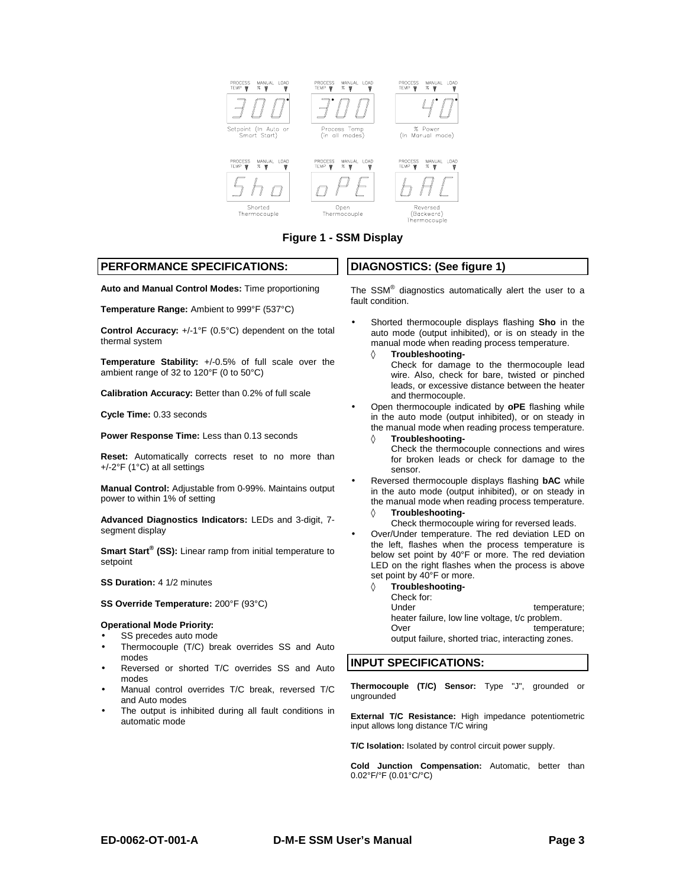PROCESS TEMP | MANUAL % | LOAD

300 — Setpoint (In Auto or Smart Start)

300 — Process Temp (in all modes)

40 — % Power (In Manual mode)

Sho — Shorted Thermocouple

oPE — Open Thermocouple

bAC — Reversed (Backward) Thermocouple

**Figure 1 - SSM Display**

## PERFORMANCE SPECIFICATIONS:

**Auto and Manual Control Modes:** Time proportioning

**Temperature Range:** Ambient to 999°F (537°C)

**Control Accuracy:** +/-1°F (0.5°C) dependent on the total thermal system

**Temperature Stability:** +/-0.5% of full scale over the ambient range of 32 to 120°F (0 to 50°C)

**Calibration Accuracy:** Better than 0.2% of full scale

**Cycle Time:** 0.33 seconds

**Power Response Time:** Less than 0.13 seconds

**Reset:** Automatically corrects reset to no more than +/-2°F (1°C) at all settings

**Manual Control:** Adjustable from 0-99%. Maintains output power to within 1% of setting

**Advanced Diagnostics Indicators:** LEDs and 3-digit, 7-segment display

**Smart Start® (SS):** Linear ramp from initial temperature to setpoint

**SS Duration:** 4 1/2 minutes

**SS Override Temperature:** 200°F (93°C)

**Operational Mode Priority:**

- SS precedes auto mode
- Thermocouple (T/C) break overrides SS and Auto modes
- Reversed or shorted T/C overrides SS and Auto modes
- Manual control overrides T/C break, reversed T/C and Auto modes
- The output is inhibited during all fault conditions in automatic mode

## DIAGNOSTICS: (See figure 1)

The SSM® diagnostics automatically alert the user to a fault condition.

- Shorted thermocouple displays flashing **Sho** in the auto mode (output inhibited), or is on steady in the manual mode when reading process temperature.
  - ◊ **Troubleshooting-**
    Check for damage to the thermocouple lead wire. Also, check for bare, twisted or pinched leads, or excessive distance between the heater and thermocouple.
- Open thermocouple indicated by **oPE** flashing while in the auto mode (output inhibited), or on steady in the manual mode when reading process temperature.
  - ◊ **Troubleshooting-**
    Check the thermocouple connections and wires for broken leads or check for damage to the sensor.
- Reversed thermocouple displays flashing **bAC** while in the auto mode (output inhibited), or on steady in the manual mode when reading process temperature.
  - ◊ **Troubleshooting-**
    Check thermocouple wiring for reversed leads.
- Over/Under temperature. The red deviation LED on the left, flashes when the process temperature is below set point by 40°F or more. The red deviation LED on the right flashes when the process is above set point by 40°F or more.
  - ◊ **Troubleshooting-**
    Check for:
    Under temperature; heater failure, low line voltage, t/c problem.
    Over temperature; output failure, shorted triac, interacting zones.

## INPUT SPECIFICATIONS:

**Thermocouple (T/C) Sensor:** Type "J", grounded or ungrounded

**External T/C Resistance:** High impedance potentiometric input allows long distance T/C wiring

**T/C Isolation:** Isolated by control circuit power supply.

**Cold Junction Compensation:** Automatic, better than 0.02°F/°F (0.01°C/°C)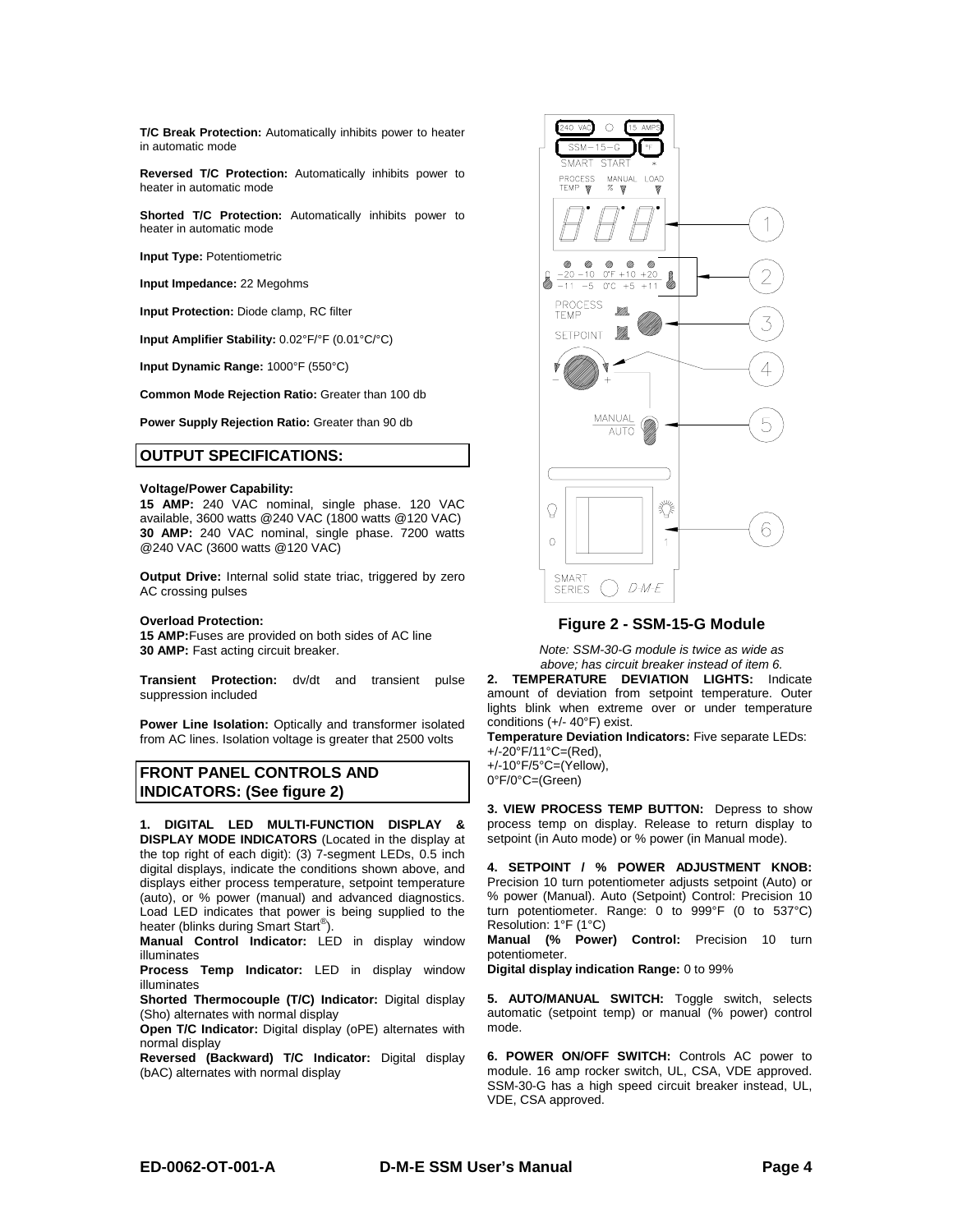**T/C Break Protection:** Automatically inhibits power to heater in automatic mode

**Reversed T/C Protection:** Automatically inhibits power to heater in automatic mode

**Shorted T/C Protection:** Automatically inhibits power to heater in automatic mode

**Input Type:** Potentiometric

**Input Impedance:** 22 Megohms

**Input Protection:** Diode clamp, RC filter

**Input Amplifier Stability:** 0.02°F/°F (0.01°C/°C)

**Input Dynamic Range:** 1000°F (550°C)

**Common Mode Rejection Ratio:** Greater than 100 db

**Power Supply Rejection Ratio:** Greater than 90 db

## OUTPUT SPECIFICATIONS:

**Voltage/Power Capability:**
**15 AMP:** 240 VAC nominal, single phase. 120 VAC available, 3600 watts @240 VAC (1800 watts @120 VAC)
**30 AMP:** 240 VAC nominal, single phase. 7200 watts @240 VAC (3600 watts @120 VAC)

**Output Drive:** Internal solid state triac, triggered by zero AC crossing pulses

**Overload Protection:**
**15 AMP:** Fuses are provided on both sides of AC line
**30 AMP:** Fast acting circuit breaker.

**Transient Protection:** dv/dt and transient pulse suppression included

**Power Line Isolation:** Optically and transformer isolated from AC lines. Isolation voltage is greater that 2500 volts

## FRONT PANEL CONTROLS AND INDICATORS: (See figure 2)

**1. DIGITAL LED MULTI-FUNCTION DISPLAY & DISPLAY MODE INDICATORS** (Located in the display at the top right of each digit): (3) 7-segment LEDs, 0.5 inch digital displays, indicate the conditions shown above, and displays either process temperature, setpoint temperature (auto), or % power (manual) and advanced diagnostics. Load LED indicates that power is being supplied to the heater (blinks during Smart Start®).
**Manual Control Indicator:** LED in display window illuminates
**Process Temp Indicator:** LED in display window illuminates
**Shorted Thermocouple (T/C) Indicator:** Digital display (Sho) alternates with normal display
**Open T/C Indicator:** Digital display (oPE) alternates with normal display
**Reversed (Backward) T/C Indicator:** Digital display (bAC) alternates with normal display

**Figure 2 - SSM-15-G Module**

*Note: SSM-30-G module is twice as wide as above; has circuit breaker instead of item 6.*

**2. TEMPERATURE DEVIATION LIGHTS:** Indicate amount of deviation from setpoint temperature. Outer lights blink when extreme over or under temperature conditions (+/- 40°F) exist.
**Temperature Deviation Indicators:** Five separate LEDs:
+/-20°F/11°C=(Red),
+/-10°F/5°C=(Yellow),
0°F/0°C=(Green)

**3. VIEW PROCESS TEMP BUTTON:** Depress to show process temp on display. Release to return display to setpoint (in Auto mode) or % power (in Manual mode).

**4. SETPOINT / % POWER ADJUSTMENT KNOB:** Precision 10 turn potentiometer adjusts setpoint (Auto) or % power (Manual). Auto (Setpoint) Control: Precision 10 turn potentiometer. Range: 0 to 999°F (0 to 537°C) Resolution: 1°F (1°C)
**Manual (% Power) Control:** Precision 10 turn potentiometer.
**Digital display indication Range:** 0 to 99%

**5. AUTO/MANUAL SWITCH:** Toggle switch, selects automatic (setpoint temp) or manual (% power) control mode.

**6. POWER ON/OFF SWITCH:** Controls AC power to module. 16 amp rocker switch, UL, CSA, VDE approved. SSM-30-G has a high speed circuit breaker instead, UL, VDE, CSA approved.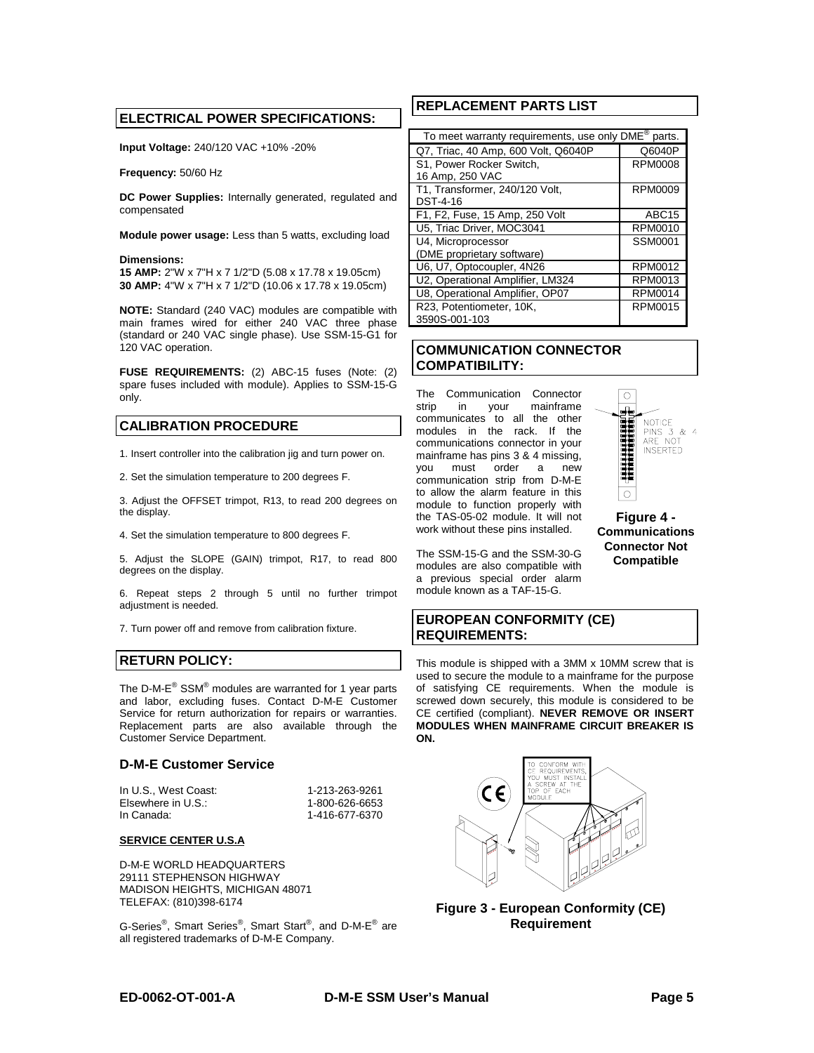## ELECTRICAL POWER SPECIFICATIONS:

**Input Voltage:** 240/120 VAC +10% -20%

**Frequency:** 50/60 Hz

**DC Power Supplies:** Internally generated, regulated and compensated

**Module power usage:** Less than 5 watts, excluding load

**Dimensions:**
**15 AMP:** 2"W x 7"H x 7 1/2"D (5.08 x 17.78 x 19.05cm)
**30 AMP:** 4"W x 7"H x 7 1/2"D (10.06 x 17.78 x 19.05cm)

**NOTE:** Standard (240 VAC) modules are compatible with main frames wired for either 240 VAC three phase (standard or 240 VAC single phase). Use SSM-15-G1 for 120 VAC operation.

**FUSE REQUIREMENTS:** (2) ABC-15 fuses (Note: (2) spare fuses included with module). Applies to SSM-15-G only.

## CALIBRATION PROCEDURE

1. Insert controller into the calibration jig and turn power on.

2. Set the simulation temperature to 200 degrees F.

3. Adjust the OFFSET trimpot, R13, to read 200 degrees on the display.

4. Set the simulation temperature to 800 degrees F.

5. Adjust the SLOPE (GAIN) trimpot, R17, to read 800 degrees on the display.

6. Repeat steps 2 through 5 until no further trimpot adjustment is needed.

7. Turn power off and remove from calibration fixture.

## RETURN POLICY:

The D-M-E® SSM® modules are warranted for 1 year parts and labor, excluding fuses. Contact D-M-E Customer Service for return authorization for repairs or warranties. Replacement parts are also available through the Customer Service Department.

### D-M-E Customer Service

| | |
|---|---|
| In U.S., West Coast: | 1-213-263-9261 |
| Elsewhere in U.S.: | 1-800-626-6653 |
| In Canada: | 1-416-677-6370 |

**SERVICE CENTER U.S.A**

D-M-E WORLD HEADQUARTERS
29111 STEPHENSON HIGHWAY
MADISON HEIGHTS, MICHIGAN 48071
TELEFAX: (810)398-6174

G-Series®, Smart Series®, Smart Start®, and D-M-E® are all registered trademarks of D-M-E Company.

## REPLACEMENT PARTS LIST

| To meet warranty requirements, use only DME® parts. | |
|---|---|
| Q7, Triac, 40 Amp, 600 Volt, Q6040P | Q6040P |
| S1, Power Rocker Switch, 16 Amp, 250 VAC | RPM0008 |
| T1, Transformer, 240/120 Volt, DST-4-16 | RPM0009 |
| F1, F2, Fuse, 15 Amp, 250 Volt | ABC15 |
| U5, Triac Driver, MOC3041 | RPM0010 |
| U4, Microprocessor (DME proprietary software) | SSM0001 |
| U6, U7, Optocoupler, 4N26 | RPM0012 |
| U2, Operational Amplifier, LM324 | RPM0013 |
| U8, Operational Amplifier, OP07 | RPM0014 |
| R23, Potentiometer, 10K, 3590S-001-103 | RPM0015 |

## COMMUNICATION CONNECTOR COMPATIBILITY:

The Communication Connector strip in your mainframe communicates to all the other modules in the rack. If the communications connector in your mainframe has pins 3 & 4 missing, you must order a new communication strip from D-M-E to allow the alarm feature in this module to function properly with the TAS-05-02 module. It will not work without these pins installed.

NOTICE PINS 3 & 4 ARE NOT INSERTED

**Figure 4 - Communications Connector Not Compatible**

The SSM-15-G and the SSM-30-G modules are also compatible with a previous special order alarm module known as a TAF-15-G.

## EUROPEAN CONFORMITY (CE) REQUIREMENTS:

This module is shipped with a 3MM x 10MM screw that is used to secure the module to a mainframe for the purpose of satisfying CE requirements. When the module is screwed down securely, this module is considered to be CE certified (compliant). **NEVER REMOVE OR INSERT MODULES WHEN MAINFRAME CIRCUIT BREAKER IS ON.**

TO CONFORM WITH CE REQUIREMENTS, YOU MUST INSTALL A SCREW AT THE TOP OF EACH MODULE

**Figure 3 - European Conformity (CE) Requirement**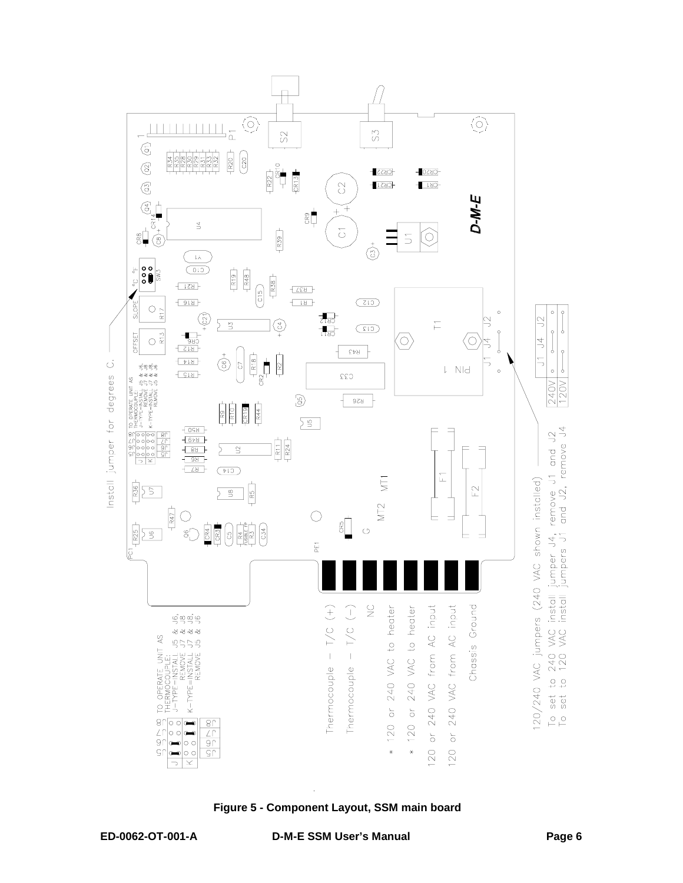Install jumper for degrees C.

TO OPERATE UNIT AS THERMOCOUPLE:
J-TYPE-INSTALL J5 & J6, REMOVE J7 & J8,
K-TYPE-INSTALL J7 & J8, REMOVE J5 & J6

Thermocouple – T/C (+)
Thermocouple – T/C (–)
NC
* 120 or 240 VAC to heater
* 120 or 240 VAC to heater
120 or 240 VAC from AC input
120 or 240 VAC from AC input
Chassis Ground

120/240 VAC jumpers (240 VAC shown installed)
To set to 240 VAC install jumper J4, remove J1 and J2
To set to 120 VAC install jumpers J1 and J2, remove J4

**Figure 5 - Component Layout, SSM main board**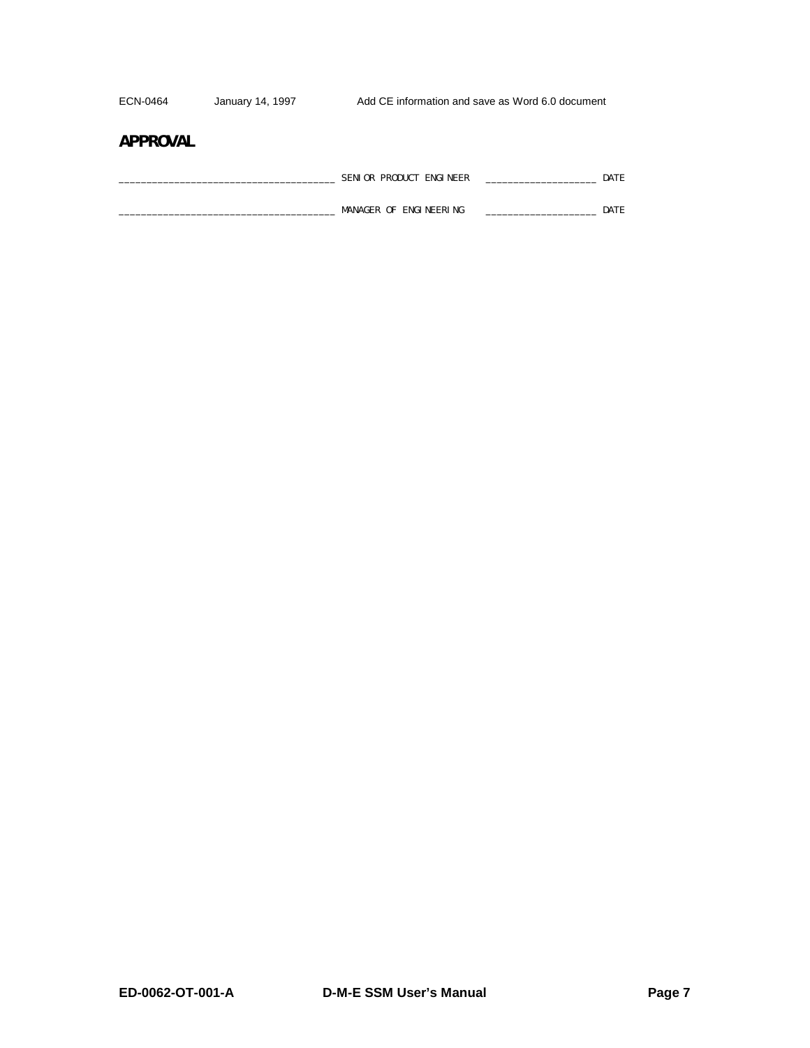| | | |
|---|---|---|
| ECN-0464 | January 14, 1997 | Add CE information and save as Word 6.0 document |

## APPROVAL

_____________________________________ SENIOR PRODUCT ENGINEER ___________________ DATE

_____________________________________ MANAGER OF ENGINEERING ___________________ DATE